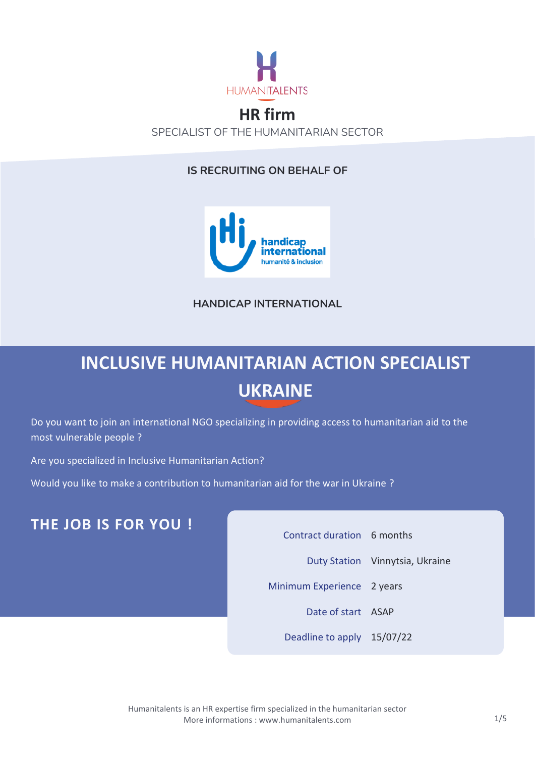HUMANITALENTS

**HR firm**

SPECIALIST OF THE HUMANITARIAN SECTOR

**IS RECRUITING ON BEHALF OF**

handicap international
humanité & inclusion

**HANDICAP INTERNATIONAL**

# INCLUSIVE HUMANITARIAN ACTION SPECIALIST

# UKRAINE

Do you want to join an international NGO specializing in providing access to humanitarian aid to the most vulnerable people ?

Are you specialized in Inclusive Humanitarian Action?

Would you like to make a contribution to humanitarian aid for the war in Ukraine ?

## THE JOB IS FOR YOU !

| | |
|---|---|
| Contract duration | 6 months |
| Duty Station | Vinnytsia, Ukraine |
| Minimum Experience | 2 years |
| Date of start | ASAP |
| Deadline to apply | 15/07/22 |

Humanitalents is an HR expertise firm specialized in the humanitarian sector
More informations : www.humanitalents.com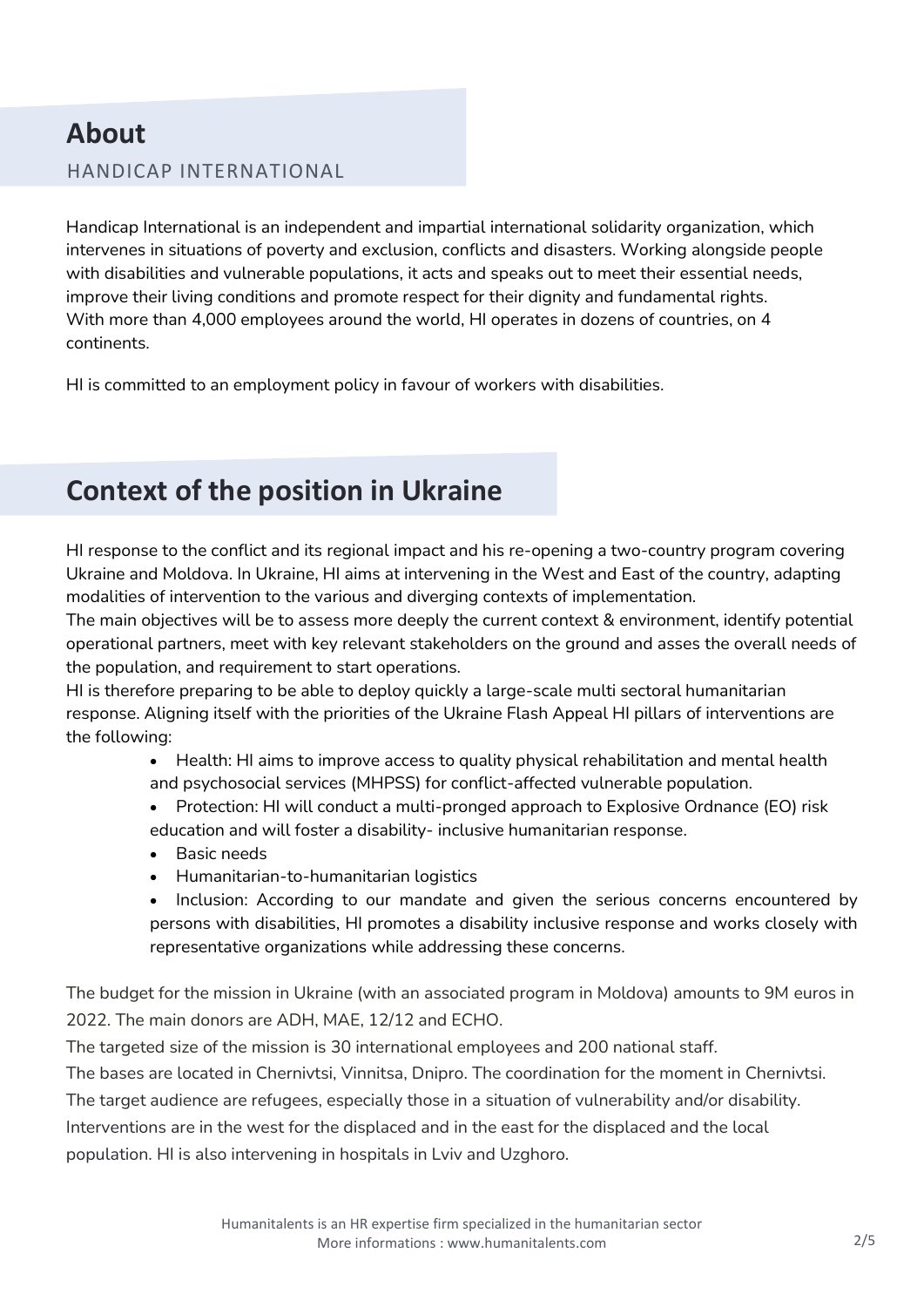## About

HANDICAP INTERNATIONAL

Handicap International is an independent and impartial international solidarity organization, which intervenes in situations of poverty and exclusion, conflicts and disasters. Working alongside people with disabilities and vulnerable populations, it acts and speaks out to meet their essential needs, improve their living conditions and promote respect for their dignity and fundamental rights.
With more than 4,000 employees around the world, HI operates in dozens of countries, on 4 continents.

HI is committed to an employment policy in favour of workers with disabilities.

## Context of the position in Ukraine

HI response to the conflict and its regional impact and his re-opening a two-country program covering Ukraine and Moldova. In Ukraine, HI aims at intervening in the West and East of the country, adapting modalities of intervention to the various and diverging contexts of implementation.
The main objectives will be to assess more deeply the current context & environment, identify potential operational partners, meet with key relevant stakeholders on the ground and asses the overall needs of the population, and requirement to start operations.
HI is therefore preparing to be able to deploy quickly a large-scale multi sectoral humanitarian response. Aligning itself with the priorities of the Ukraine Flash Appeal HI pillars of interventions are the following:

- Health: HI aims to improve access to quality physical rehabilitation and mental health and psychosocial services (MHPSS) for conflict-affected vulnerable population.
- Protection: HI will conduct a multi-pronged approach to Explosive Ordnance (EO) risk education and will foster a disability- inclusive humanitarian response.
- Basic needs
- Humanitarian-to-humanitarian logistics
- Inclusion: According to our mandate and given the serious concerns encountered by persons with disabilities, HI promotes a disability inclusive response and works closely with representative organizations while addressing these concerns.

The budget for the mission in Ukraine (with an associated program in Moldova) amounts to 9M euros in 2022. The main donors are ADH, MAE, 12/12 and ECHO.
The targeted size of the mission is 30 international employees and 200 national staff.
The bases are located in Chernivtsi, Vinnitsa, Dnipro. The coordination for the moment in Chernivtsi.
The target audience are refugees, especially those in a situation of vulnerability and/or disability.
Interventions are in the west for the displaced and in the east for the displaced and the local population. HI is also intervening in hospitals in Lviv and Uzghoro.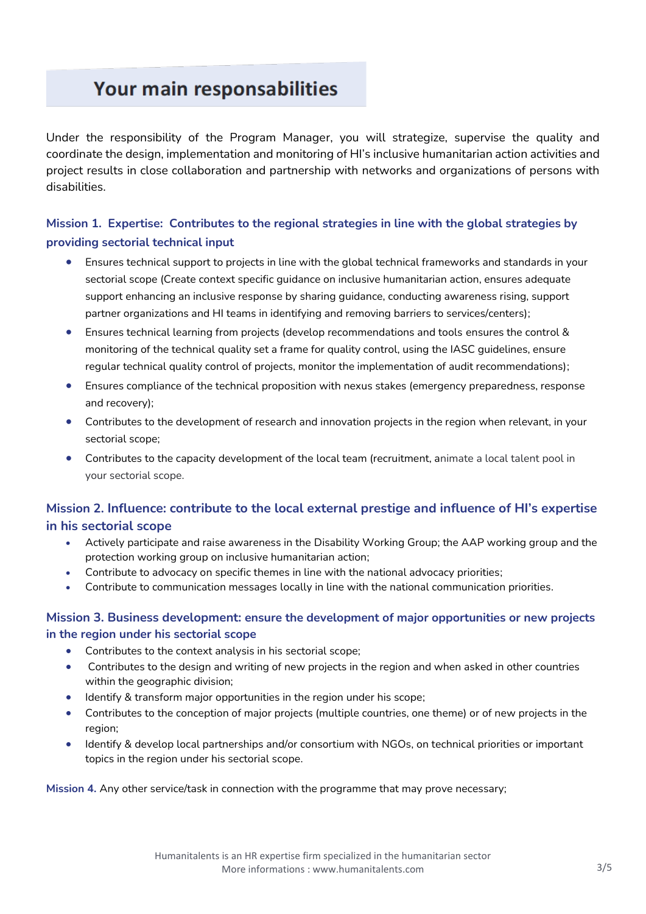## Your main responsabilities

Under the responsibility of the Program Manager, you will strategize, supervise the quality and coordinate the design, implementation and monitoring of HI's inclusive humanitarian action activities and project results in close collaboration and partnership with networks and organizations of persons with disabilities.

### Mission 1. Expertise: Contributes to the regional strategies in line with the global strategies by providing sectorial technical input

- Ensures technical support to projects in line with the global technical frameworks and standards in your sectorial scope (Create context specific guidance on inclusive humanitarian action, ensures adequate support enhancing an inclusive response by sharing guidance, conducting awareness rising, support partner organizations and HI teams in identifying and removing barriers to services/centers);
- Ensures technical learning from projects (develop recommendations and tools ensures the control & monitoring of the technical quality set a frame for quality control, using the IASC guidelines, ensure regular technical quality control of projects, monitor the implementation of audit recommendations);
- Ensures compliance of the technical proposition with nexus stakes (emergency preparedness, response and recovery);
- Contributes to the development of research and innovation projects in the region when relevant, in your sectorial scope;
- Contributes to the capacity development of the local team (recruitment, animate a local talent pool in your sectorial scope.

### Mission 2. Influence: contribute to the local external prestige and influence of HI's expertise in his sectorial scope

- Actively participate and raise awareness in the Disability Working Group; the AAP working group and the protection working group on inclusive humanitarian action;
- Contribute to advocacy on specific themes in line with the national advocacy priorities;
- Contribute to communication messages locally in line with the national communication priorities.

### Mission 3. Business development: ensure the development of major opportunities or new projects in the region under his sectorial scope

- Contributes to the context analysis in his sectorial scope;
- Contributes to the design and writing of new projects in the region and when asked in other countries within the geographic division;
- Identify & transform major opportunities in the region under his scope;
- Contributes to the conception of major projects (multiple countries, one theme) or of new projects in the region;
- Identify & develop local partnerships and/or consortium with NGOs, on technical priorities or important topics in the region under his sectorial scope.

**Mission 4.** Any other service/task in connection with the programme that may prove necessary;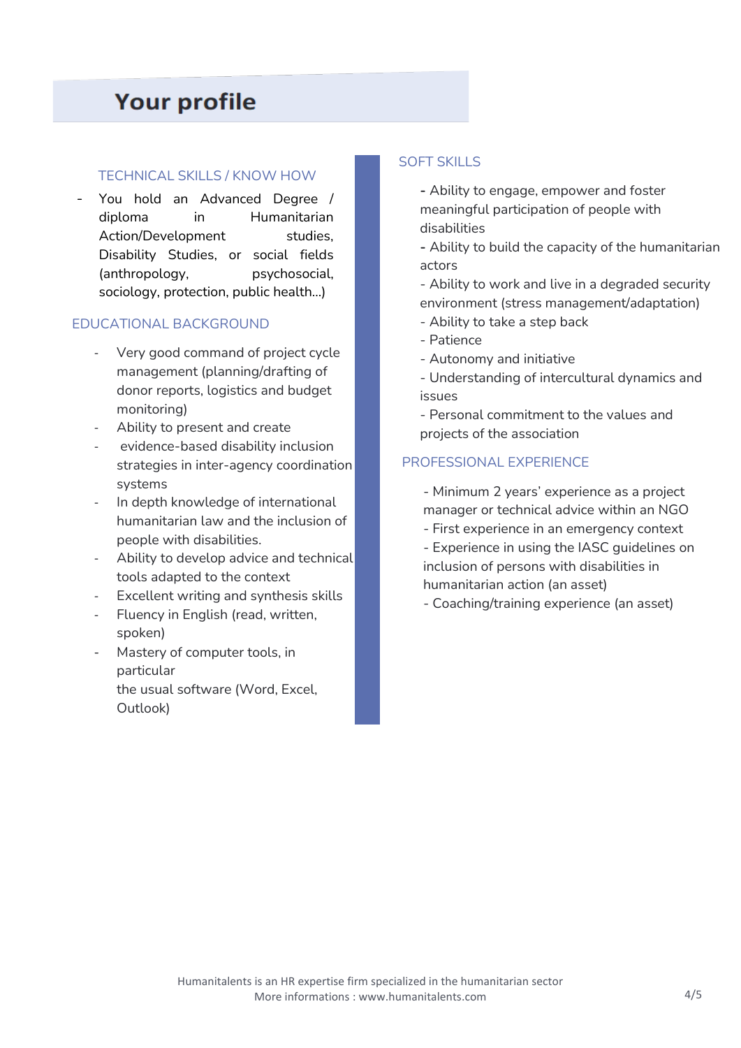## Your profile

### TECHNICAL SKILLS / KNOW HOW

- You hold an Advanced Degree / diploma in Humanitarian Action/Development studies, Disability Studies, or social fields (anthropology, psychosocial, sociology, protection, public health…)

### EDUCATIONAL BACKGROUND

- Very good command of project cycle management (planning/drafting of donor reports, logistics and budget monitoring)
- Ability to present and create
- evidence-based disability inclusion strategies in inter-agency coordination systems
- In depth knowledge of international humanitarian law and the inclusion of people with disabilities.
- Ability to develop advice and technical tools adapted to the context
- Excellent writing and synthesis skills
- Fluency in English (read, written, spoken)
- Mastery of computer tools, in particular
  the usual software (Word, Excel, Outlook)

### SOFT SKILLS

- Ability to engage, empower and foster meaningful participation of people with disabilities
- Ability to build the capacity of the humanitarian actors
- Ability to work and live in a degraded security environment (stress management/adaptation)
- Ability to take a step back
- Patience
- Autonomy and initiative
- Understanding of intercultural dynamics and issues
- Personal commitment to the values and projects of the association

### PROFESSIONAL EXPERIENCE

- Minimum 2 years' experience as a project manager or technical advice within an NGO
- First experience in an emergency context
- Experience in using the IASC guidelines on inclusion of persons with disabilities in humanitarian action (an asset)
- Coaching/training experience (an asset)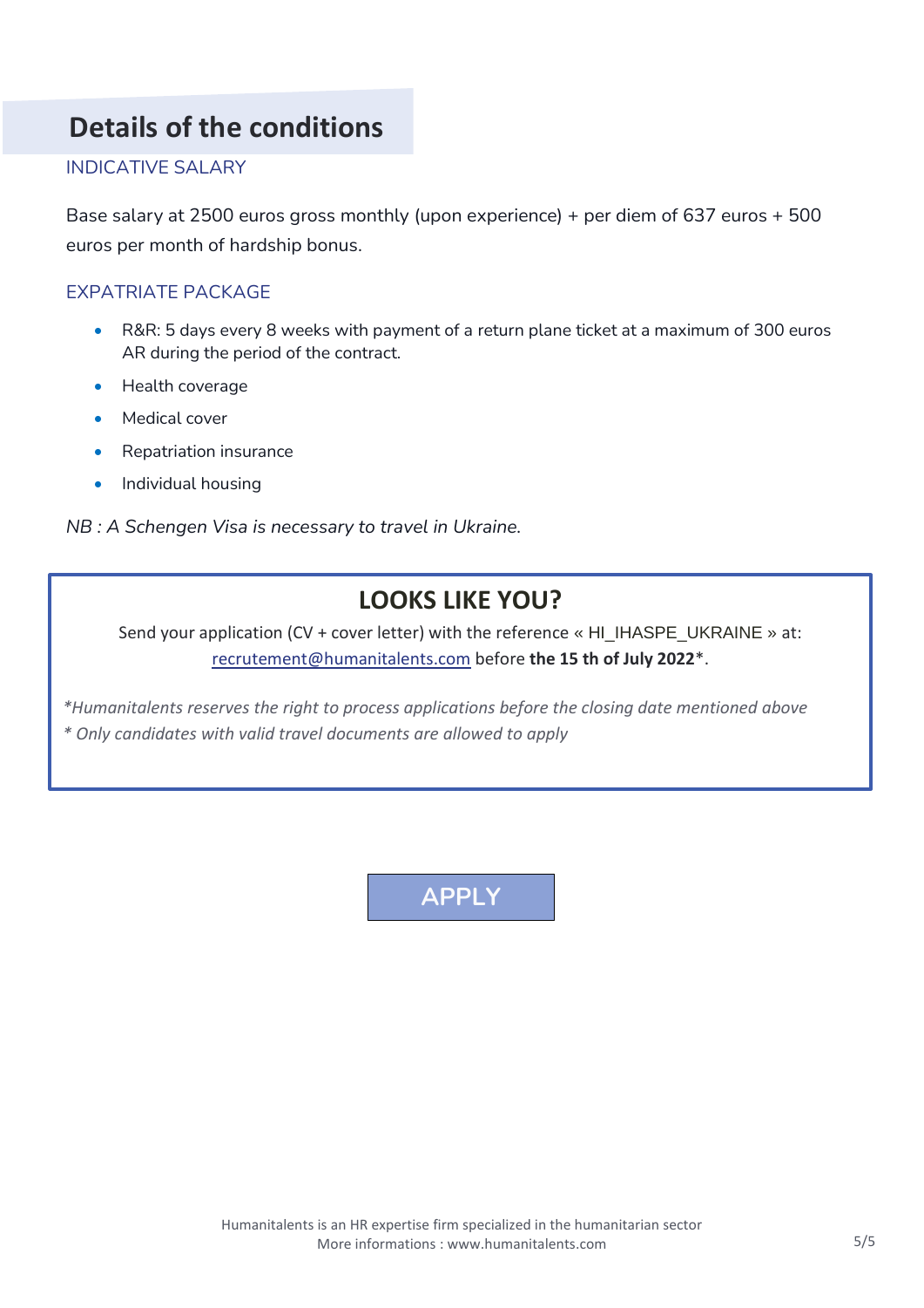## Details of the conditions

### INDICATIVE SALARY

Base salary at 2500 euros gross monthly (upon experience) + per diem of 637 euros + 500 euros per month of hardship bonus.

### EXPATRIATE PACKAGE

- R&R: 5 days every 8 weeks with payment of a return plane ticket at a maximum of 300 euros AR during the period of the contract.
- Health coverage
- Medical cover
- Repatriation insurance
- Individual housing

*NB : A Schengen Visa is necessary to travel in Ukraine.*

## LOOKS LIKE YOU?

Send your application (CV + cover letter) with the reference « HI_IHASPE_UKRAINE » at: recrutement@humanitalents.com before **the 15 th of July 2022***.

**Humanitalents reserves the right to process applications before the closing date mentioned above*
** Only candidates with valid travel documents are allowed to apply*

APPLY

Humanitalents is an HR expertise firm specialized in the humanitarian sector
More informations : www.humanitalents.com